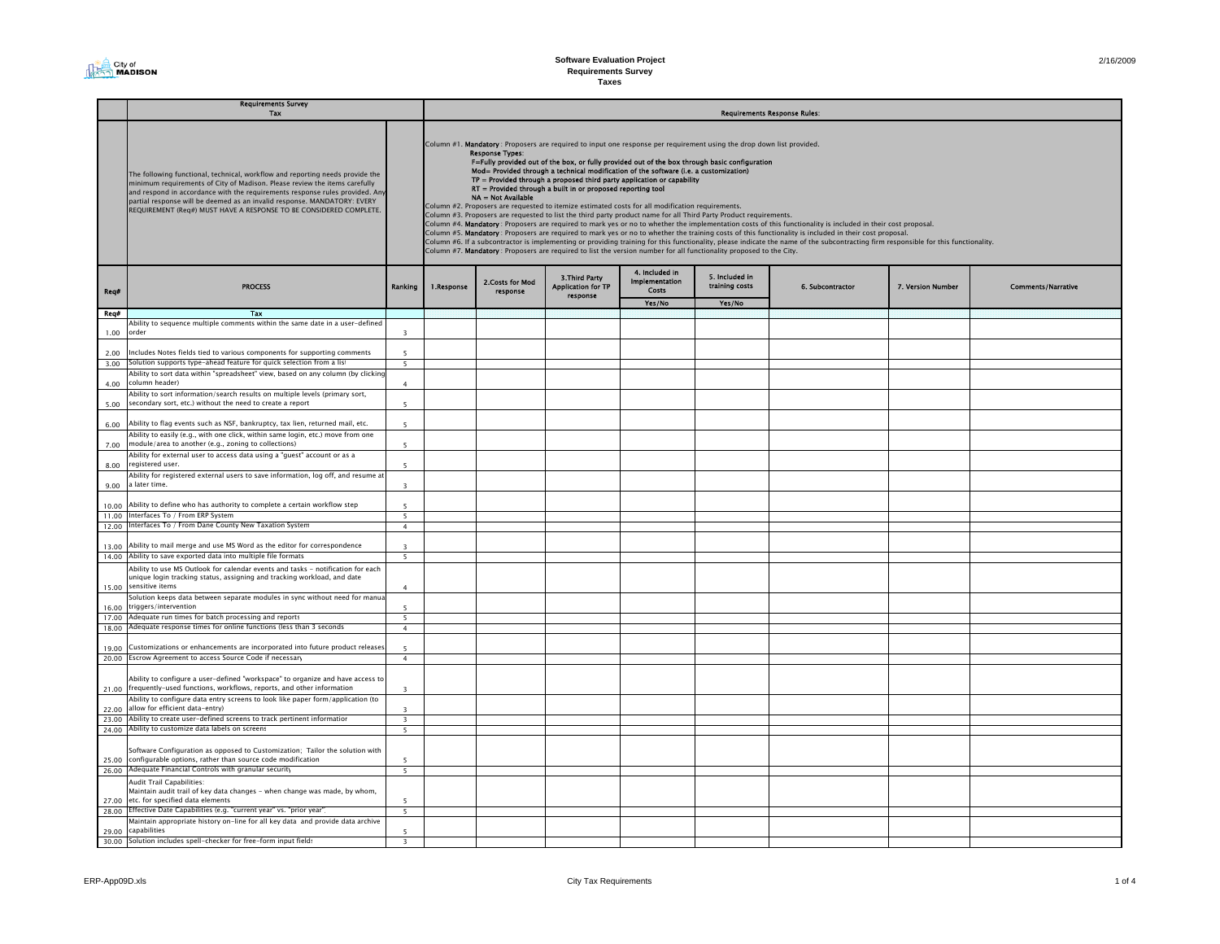# Software Evaluation Project
## Requirements Survey
### Taxes

| | Requirements Survey<br>Tax | | Requirements Response Rules: | | | | | | | |
|---|---|---|---|---|---|---|---|---|---|---|
| | The following functional, technical, workflow and reporting needs provide the minimum requirements of City of Madison. Please review the items carefully and respond in accordance with the requirements response rules provided. Any partial response will be deemed as an invalid response. MANDATORY: EVERY REQUIREMENT (Req#) MUST HAVE A RESPONSE TO BE CONSIDERED COMPLETE. | | Column #1. **Mandatory** : Proposers are required to input one response per requirement using the drop down list provided.<br>**Response Types**:<br>F=Fully provided out of the box, or fully provided out of the box through basic configuration<br>Mod= Provided through a technical modification of the software (i.e. a customization)<br>TP = Provided through a proposed third party application or capability<br>RT = Provided through a built in or proposed reporting tool<br>NA = Not Available<br>Column #2. Proposers are requested to itemize estimated costs for all modification requirements.<br>Column #3. Proposers are requested to list the third party product name for all Third Party Product requirements.<br>Column #4. **Mandatory** : Proposers are required to mark yes or no to whether the implementation costs of this functionality is included in their cost proposal.<br>Column #5. **Mandatory** : Proposers are required to mark yes or no to whether the training costs of this functionality is included in their cost proposal.<br>Column #6. If a subcontractor is implementing or providing training for this functionality, please indicate the name of the subcontracting firm responsible for this functionality.<br>Column #7. **Mandatory** : Proposers are required to list the version number for all functionality proposed to the City. | | | | | | | |
| **Req#** | **PROCESS** | **Ranking** | **1.Response** | **2.Costs for Mod response** | **3.Third Party Application for TP response** | **4. Included in Implementation Costs**<br>Yes/No | **5. Included in training costs**<br>Yes/No | **6. Subcontractor** | **7. Version Number** | **Comments/Narrative** |
| **Req#** | **Tax** | | | | | | | | | |
| 1.00 | Ability to sequence multiple comments within the same date in a user-defined order | 3 | | | | | | | | |
| 2.00 | Includes Notes fields tied to various components for supporting comments | 5 | | | | | | | | |
| 3.00 | Solution supports type-ahead feature for quick selection from a list | 5 | | | | | | | | |
| 4.00 | Ability to sort data within "spreadsheet" view, based on any column (by clicking column header) | 4 | | | | | | | | |
| 5.00 | Ability to sort information/search results on multiple levels (primary sort, secondary sort, etc.) without the need to create a report | 5 | | | | | | | | |
| 6.00 | Ability to flag events such as NSF, bankruptcy, tax lien, returned mail, etc. | 5 | | | | | | | | |
| 7.00 | Ability to easily (e.g., with one click, within same login, etc.) move from one module/area to another (e.g., zoning to collections) | 5 | | | | | | | | |
| 8.00 | Ability for external user to access data using a "guest" account or as a registered user. | 5 | | | | | | | | |
| 9.00 | Ability for registered external users to save information, log off, and resume at a later time. | 3 | | | | | | | | |
| 10.00 | Ability to define who has authority to complete a certain workflow step | 5 | | | | | | | | |
| 11.00 | Interfaces To / From ERP System | 5 | | | | | | | | |
| 12.00 | Interfaces To / From Dane County New Taxation System | 4 | | | | | | | | |
| 13.00 | Ability to mail merge and use MS Word as the editor for correspondence | 3 | | | | | | | | |
| 14.00 | Ability to save exported data into multiple file formats | 5 | | | | | | | | |
| 15.00 | Ability to use MS Outlook for calendar events and tasks - notification for each unique login tracking status, assigning and tracking workload, and date sensitive items | 4 | | | | | | | | |
| 16.00 | Solution keeps data between separate modules in sync without need for manual triggers/intervention | 5 | | | | | | | | |
| 17.00 | Adequate run times for batch processing and reports | 5 | | | | | | | | |
| 18.00 | Adequate response times for online functions (less than 3 seconds | 4 | | | | | | | | |
| 19.00 | Customizations or enhancements are incorporated into future product releases | 5 | | | | | | | | |
| 20.00 | Escrow Agreement to access Source Code if necessary | 4 | | | | | | | | |
| 21.00 | Ability to configure a user-defined "workspace" to organize and have access to frequently-used functions, workflows, reports, and other information | 3 | | | | | | | | |
| 22.00 | Ability to configure data entry screens to look like paper form/application (to allow for efficient data-entry) | 3 | | | | | | | | |
| 23.00 | Ability to create user-defined screens to track pertinent information | 3 | | | | | | | | |
| 24.00 | Ability to customize data labels on screens | 5 | | | | | | | | |
| 25.00 | Software Configuration as opposed to Customization; Tailor the solution with configurable options, rather than source code modification | 5 | | | | | | | | |
| 26.00 | Adequate Financial Controls with granular security | 5 | | | | | | | | |
| 27.00 | Audit Trail Capabilities:<br>Maintain audit trail of key data changes - when change was made, by whom, etc. for specified data elements | 5 | | | | | | | | |
| 28.00 | Effective Date Capabilities (e.g. "current year" vs. "prior year" | 5 | | | | | | | | |
| 29.00 | Maintain appropriate history on-line for all key data and provide data archive capabilities | 5 | | | | | | | | |
| 30.00 | Solution includes spell-checker for free-form input fields | 3 | | | | | | | | |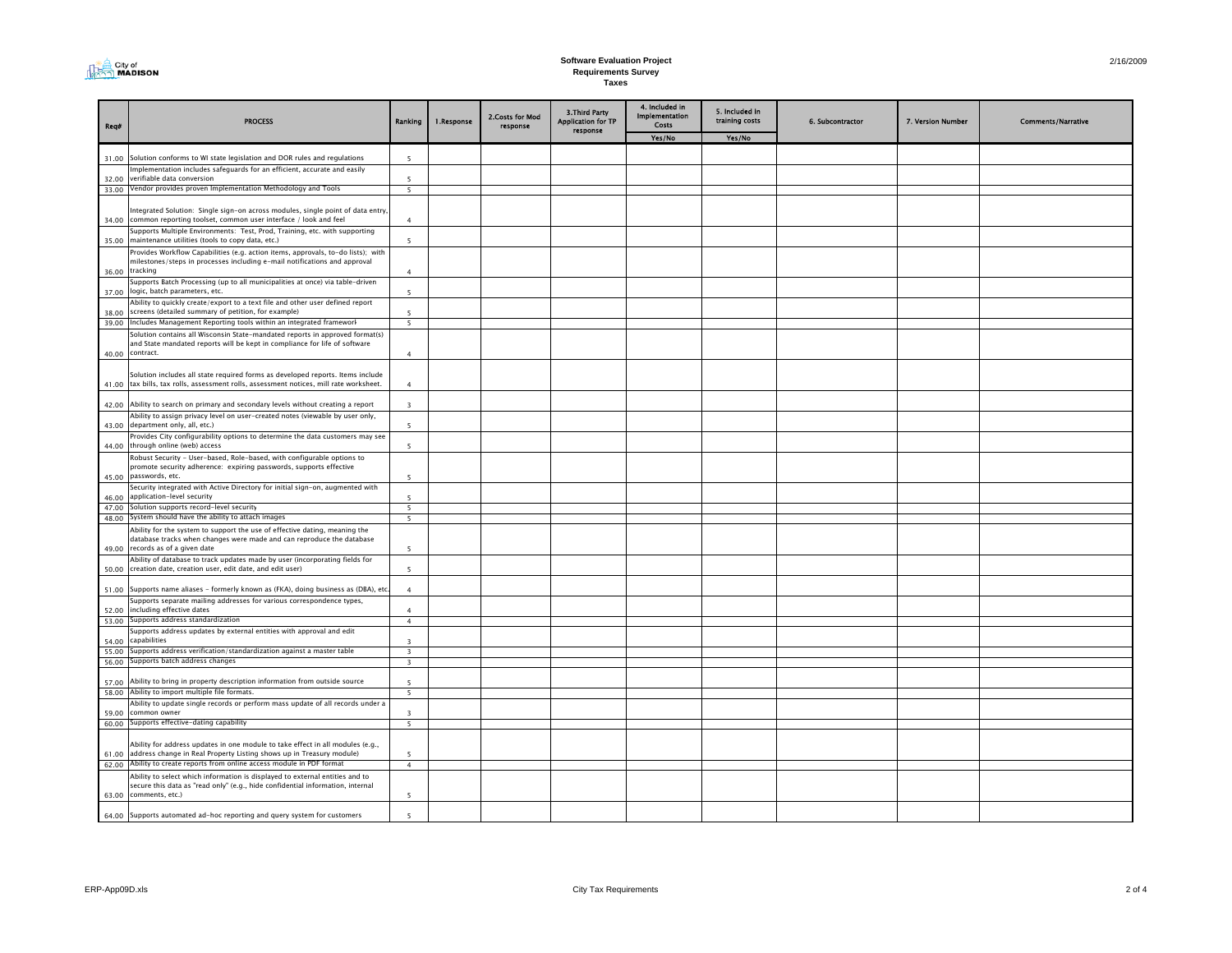# Software Evaluation Project
## Requirements Survey
### Taxes

| Req# | PROCESS | Ranking | 1.Response | 2.Costs for Mod response | 3.Third Party Application for TP response | 4. Included in Implementation Costs | 5. Included in training costs | 6. Subcontractor | 7. Version Number | Comments/Narrative |
|---|---|---|---|---|---|---|---|---|---|---|
| | | | | | | Yes/No | Yes/No | | | |
| 31.00 | Solution conforms to WI state legislation and DOR rules and regulations | 5 | | | | | | | | |
| 32.00 | Implementation includes safeguards for an efficient, accurate and easily verifiable data conversion | 5 | | | | | | | | |
| 33.00 | Vendor provides proven Implementation Methodology and Tools | 5 | | | | | | | | |
| 34.00 | Integrated Solution: Single sign-on across modules, single point of data entry, common reporting toolset, common user interface / look and feel | 4 | | | | | | | | |
| 35.00 | Supports Multiple Environments: Test, Prod, Training, etc. with supporting maintenance utilities (tools to copy data, etc.) | 5 | | | | | | | | |
| 36.00 | Provides Workflow Capabilities (e.g. action items, approvals, to-do lists); with milestones/steps in processes including e-mail notifications and approval tracking | 4 | | | | | | | | |
| 37.00 | Supports Batch Processing (up to all municipalities at once) via table-driven logic, batch parameters, etc. | 5 | | | | | | | | |
| 38.00 | Ability to quickly create/export to a text file and other user defined report screens (detailed summary of petition, for example) | 5 | | | | | | | | |
| 39.00 | Includes Management Reporting tools within an integrated framework | 5 | | | | | | | | |
| 40.00 | Solution contains all Wisconsin State-mandated reports in approved format(s) and State mandated reports will be kept in compliance for life of software contract. | 4 | | | | | | | | |
| 41.00 | Solution includes all state required forms as developed reports. Items include tax bills, tax rolls, assessment rolls, assessment notices, mill rate worksheet. | 4 | | | | | | | | |
| 42.00 | Ability to search on primary and secondary levels without creating a report | 3 | | | | | | | | |
| 43.00 | Ability to assign privacy level on user-created notes (viewable by user only, department only, all, etc.) | 5 | | | | | | | | |
| 44.00 | Provides City configurability options to determine the data customers may see through online (web) access | 5 | | | | | | | | |
| 45.00 | Robust Security - User-based, Role-based, with configurable options to promote security adherence: expiring passwords, supports effective passwords, etc. | 5 | | | | | | | | |
| 46.00 | Security integrated with Active Directory for initial sign-on, augmented with application-level security | 5 | | | | | | | | |
| 47.00 | Solution supports record-level security | 5 | | | | | | | | |
| 48.00 | System should have the ability to attach images | 5 | | | | | | | | |
| 49.00 | Ability for the system to support the use of effective dating, meaning the database tracks when changes were made and can reproduce the database records as of a given date | 5 | | | | | | | | |
| 50.00 | Ability of database to track updates made by user (incorporating fields for creation date, creation user, edit date, and edit user) | 5 | | | | | | | | |
| 51.00 | Supports name aliases - formerly known as (FKA), doing business as (DBA), etc. | 4 | | | | | | | | |
| 52.00 | Supports separate mailing addresses for various correspondence types, including effective dates | 4 | | | | | | | | |
| 53.00 | Supports address standardization | 4 | | | | | | | | |
| 54.00 | Supports address updates by external entities with approval and edit capabilities | 3 | | | | | | | | |
| 55.00 | Supports address verification/standardization against a master table | 3 | | | | | | | | |
| 56.00 | Supports batch address changes | 3 | | | | | | | | |
| 57.00 | Ability to bring in property description information from outside source | 5 | | | | | | | | |
| 58.00 | Ability to import multiple file formats. | 5 | | | | | | | | |
| 59.00 | Ability to update single records or perform mass update of all records under a common owner | 3 | | | | | | | | |
| 60.00 | Supports effective-dating capability | 5 | | | | | | | | |
| 61.00 | Ability for address updates in one module to take effect in all modules (e.g., address change in Real Property Listing shows up in Treasury module) | 5 | | | | | | | | |
| 62.00 | Ability to create reports from online access module in PDF format | 4 | | | | | | | | |
| 63.00 | Ability to select which information is displayed to external entities and to secure this data as "read only" (e.g., hide confidential information, internal comments, etc.) | 5 | | | | | | | | |
| 64.00 | Supports automated ad-hoc reporting and query system for customers | 5 | | | | | | | | |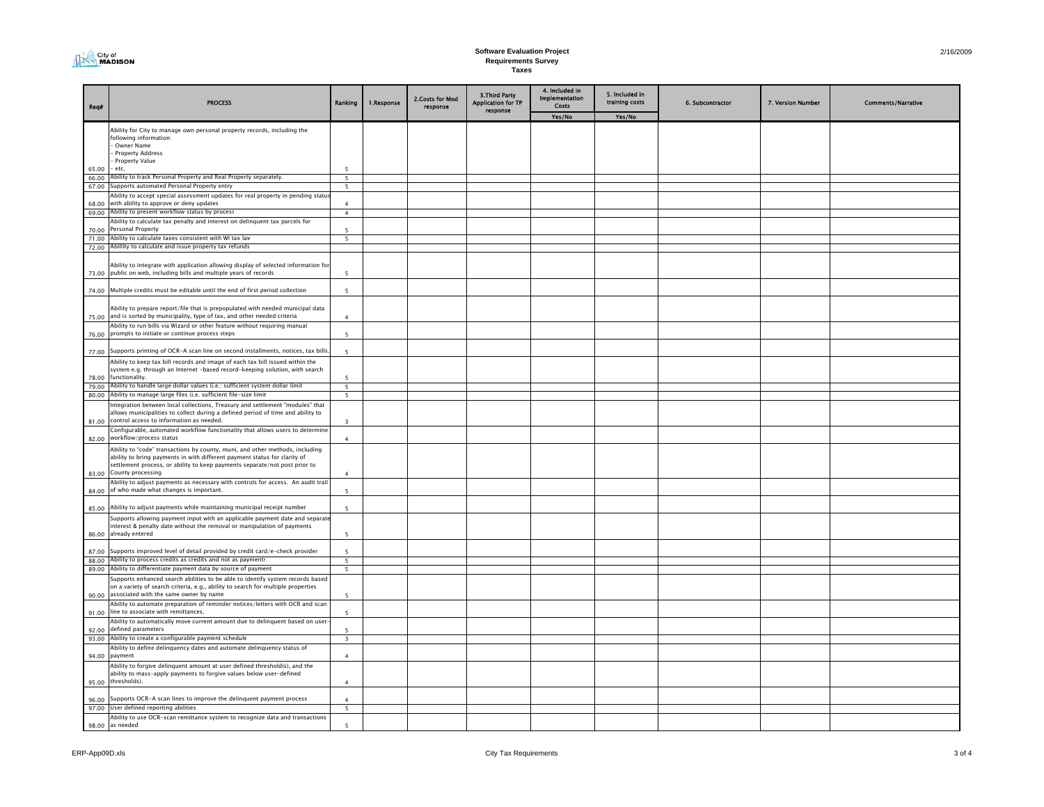# Software Evaluation Project
## Requirements Survey
### Taxes

| Req# | PROCESS | Ranking | 1.Response | 2.Costs for Mod response | 3.Third Party Application for TP response | 4. Included in Implementation Costs | 5. Included in training costs | 6. Subcontractor | 7. Version Number | Comments/Narrative |
|---|---|---|---|---|---|---|---|---|---|---|
| | | | | | | Yes/No | Yes/No | | | |
| 65.00 | Ability for City to manage own personal property records, including the following information:<br>- Owner Name<br>- Property Address<br>- Property Value<br>- etc. | 5 | | | | | | | | |
| 66.00 | Ability to track Personal Property and Real Property separately. | 5 | | | | | | | | |
| 67.00 | Supports automated Personal Property entry | 5 | | | | | | | | |
| 68.00 | Ability to accept special assessment updates for real property in pending status with ability to approve or deny updates | 4 | | | | | | | | |
| 69.00 | Ability to present workflow status by process | 4 | | | | | | | | |
| 70.00 | Ability to calculate tax penalty and interest on delinquent tax parcels for Personal Property | 5 | | | | | | | | |
| 71.00 | Ability to calculate taxes consistent with WI tax law | 5 | | | | | | | | |
| 72.00 | Abillity to calculate and issue property tax refunds | | | | | | | | | |
| 73.00 | Ability to integrate with application allowing display of selected information for public on web, including bills and multiple years of records | 5 | | | | | | | | |
| 74.00 | Multiple credits must be editable until the end of first period collection | 5 | | | | | | | | |
| 75.00 | Ability to prepare report/file that is prepopulated with needed municipal data and is sorted by municipality, type of tax, and other needed criteria | 4 | | | | | | | | |
| 76.00 | Ability to run bills via Wizard or other feature without requiring manual prompts to initiate or continue process steps | 5 | | | | | | | | |
| 77.00 | Supports printing of OCR-A scan line on second installments, notices, tax bills. | 5 | | | | | | | | |
| 78.00 | Ability to keep tax bill records and image of each tax bill issued within the system e.g. through an Internet -based record-keeping solution, with search functionality. | 5 | | | | | | | | |
| 79.00 | Ability to handle large dollar values (i.e.: sufficient system dollar limit | 5 | | | | | | | | |
| 80.00 | Ability to manage large files (i.e. sufficient file-size limit | 5 | | | | | | | | |
| 81.00 | Integration between local collections, Treasury and settlement "modules" that allows municipalities to collect during a defined period of time and ability to control access to information as needed. | 3 | | | | | | | | |
| 82.00 | Configurable, automated workflow functionality that allows users to determine workflow/process status | 4 | | | | | | | | |
| 83.00 | Ability to "code" transactions by county, muni, and other methods, including ability to bring payments in with different payment status for clarity of settlement process, or ability to keep payments separate/not post prior to County processing | 4 | | | | | | | | |
| 84.00 | Ability to adjust payments as necessary with controls for access. An audit trail of who made what changes is important. | 5 | | | | | | | | |
| 85.00 | Ability to adjust payments while maintaining municipal receipt number | 5 | | | | | | | | |
| 86.00 | Supports allowing payment input with an applicable payment date and separate interest & penalty date without the removal or manipulation of payments already entered | 5 | | | | | | | | |
| 87.00 | Supports improved level of detail provided by credit card/e-check provider | 5 | | | | | | | | |
| 88.00 | Ability to process credits as credits and not as payments | 5 | | | | | | | | |
| 89.00 | Ability to differentiate payment data by source of payment | 5 | | | | | | | | |
| 90.00 | Supports enhanced search abilities to be able to identify system records based on a variety of search criteria, e.g., ability to search for multiple properties associated with the same owner by name | 5 | | | | | | | | |
| 91.00 | Ability to automate preparation of reminder notices/letters with OCR and scan line to associate with remittances. | 5 | | | | | | | | |
| 92.00 | Ability to automatically move current amount due to delinquent based on user-defined parameters | 5 | | | | | | | | |
| 93.00 | Ability to create a configurable payment schedule | 3 | | | | | | | | |
| 94.00 | Ability to define delinquency dates and automate delinquency status of payment | 4 | | | | | | | | |
| 95.00 | Ability to forgive delinquent amount at user defined threshold(s), and the ability to mass-apply payments to forgive values below user-defined thresholds). | 4 | | | | | | | | |
| 96.00 | Supports OCR-A scan lines to improve the delinquent payment process | 4 | | | | | | | | |
| 97.00 | User defined reporting abilities | 5 | | | | | | | | |
| 98.00 | Ability to use OCR-scan remittance system to recognize data and transactions as needed | 5 | | | | | | | | |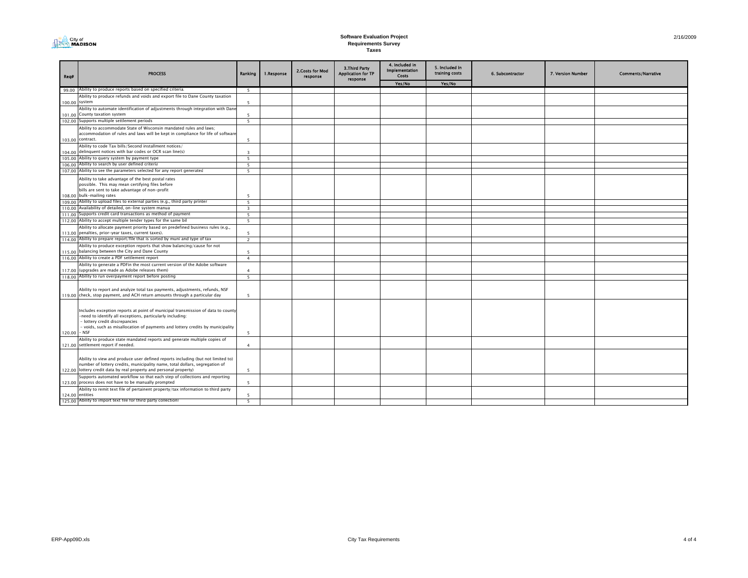# Software Evaluation Project
## Requirements Survey
### Taxes

2/16/2009

| Req# | PROCESS | Ranking | 1.Response | 2.Costs for Mod response | 3.Third Party Application for TP response | 4. Included in Implementation Costs | 5. Included in training costs | 6. Subcontractor | 7. Version Number | Comments/Narrative |
|---|---|---|---|---|---|---|---|---|---|---|
| | | | | | | Yes/No | Yes/No | | | |
| 99.00 | Ability to produce reports based on specified criteria. | 5 | | | | | | | | |
| 100.00 | Ability to produce refunds and voids and export file to Dane County taxation system | 5 | | | | | | | | |
| 101.00 | Ability to automate identification of adjustments through integration with Dane County taxation system | 5 | | | | | | | | |
| 102.00 | Supports multiple settlement periods | 5 | | | | | | | | |
| 103.00 | Ability to accommodate State of Wisconsin mandated rules and laws; accommodation of rules and laws will be kept in compliance for life of software contract. | 5 | | | | | | | | |
| 104.00 | Ability to code Tax bills/Second installment notices/ delinquent notices with bar codes or OCR scan line(s) | 3 | | | | | | | | |
| 105.00 | Ability to query system by payment type | 5 | | | | | | | | |
| 106.00 | Ability to search by user defined criteria | 5 | | | | | | | | |
| 107.00 | Ability to see the parameters selected for any report generated | 5 | | | | | | | | |
| 108.00 | Ability to take advantage of the best postal rates possible. This may mean certifying files before bills are sent to take advantage of non-profit bulk-mailing rates | 5 | | | | | | | | |
| 109.00 | Ability to upload files to external parties (e.g., third party printer | 5 | | | | | | | | |
| 110.00 | Availability of detailed, on-line system manua | 3 | | | | | | | | |
| 111.00 | Supports credit card transactions as method of payment | 5 | | | | | | | | |
| 112.00 | Ability to accept multiple tender types for the same bil | 5 | | | | | | | | |
| 113.00 | Ability to allocate payment priority based on predefined business rules (e.g., penalties, prior-year taxes, current taxes). | 5 | | | | | | | | |
| 114.00 | Ability to prepare report/file that is sorted by muni and type of tax | 2 | | | | | | | | |
| 115.00 | Ability to produce exception reports that show balancing/cause for not balancing between the City and Dane County | 5 | | | | | | | | |
| 116.00 | Ability to create a PDF settlement report | 4 | | | | | | | | |
| 117.00 | Ability to generate a PDFin the most current version of the Adobe software (upgrades are made as Adobe releases them) | 4 | | | | | | | | |
| 118.00 | Ability to run overpayment report before posting | 5 | | | | | | | | |
| 119.00 | Ability to report and analyze total tax payments, adjustments, refunds, NSF check, stop payment, and ACH return amounts through a particular day | 5 | | | | | | | | |
| 120.00 | Includes exception reports at point of municipal transmission of data to county -need to identify all exceptions, particularly including: - lottery credit discrepancies - voids, such as misallocation of payments and lottery credits by municipality - NSF | 5 | | | | | | | | |
| 121.00 | Ability to produce state mandated reports and generate multiple copies of settlement report if needed. | 4 | | | | | | | | |
| 122.00 | Ability to view and produce user defined reports including (but not limited to) number of lottery credits, municipality name, total dollars, segregation of lottery credit data by real property and personal property) | 5 | | | | | | | | |
| 123.00 | Supports automated workflow so that each step of collections and reporting process does not have to be manually prompted | 5 | | | | | | | | |
| 124.00 | Ability to remit text file of pertainent property/tax information to third party entities | 5 | | | | | | | | |
| 125.00 | Ability to import text file for third party collections | 5 | | | | | | | | |